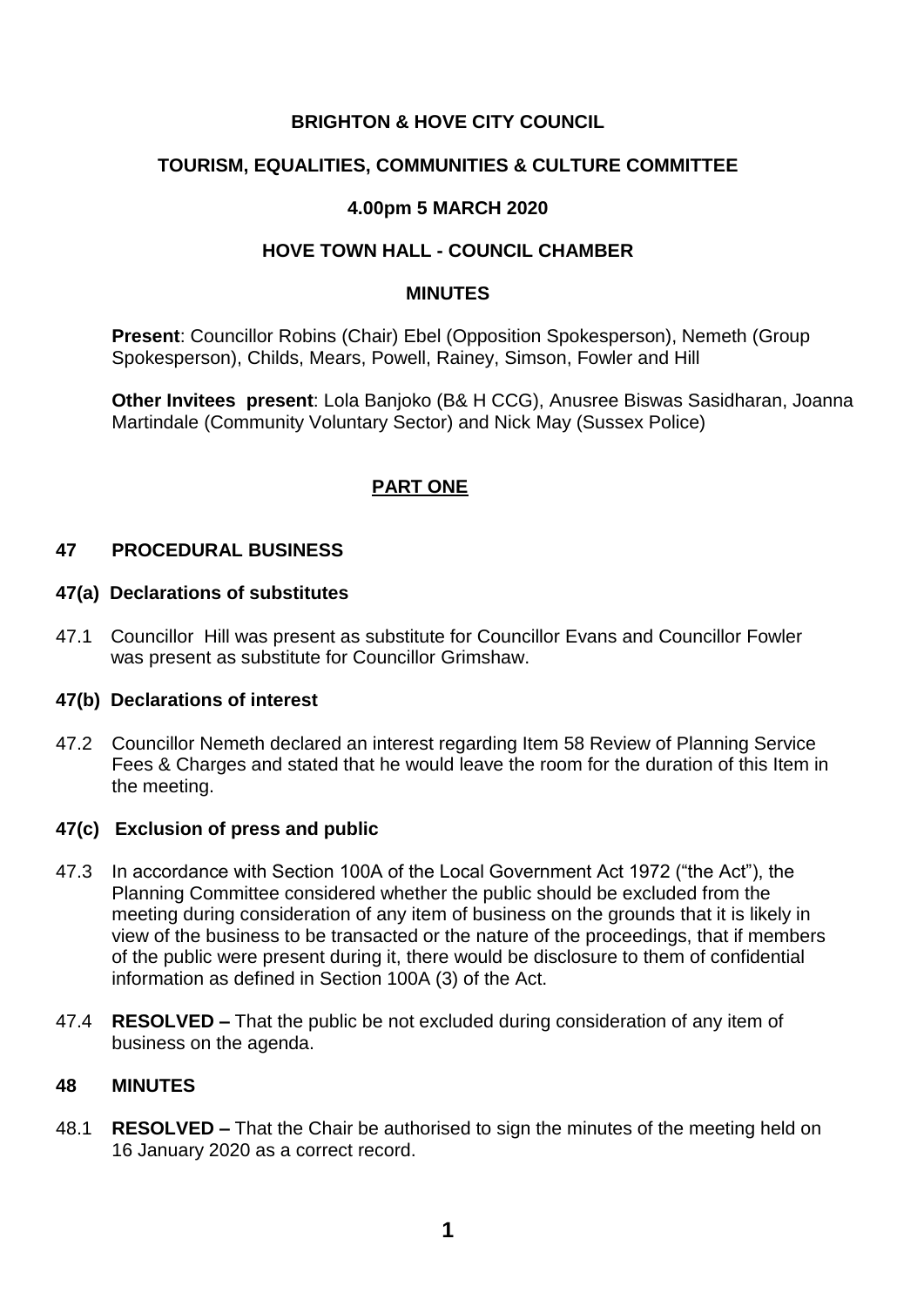# BRIGHTON & HOVE CITY COUNCIL

## TOURISM, EQUALITIES, COMMUNITIES & CULTURE COMMITTEE

### 4.00pm 5 MARCH 2020

### HOVE TOWN HALL - COUNCIL CHAMBER

### MINUTES

**Present**: Councillor Robins (Chair) Ebel (Opposition Spokesperson), Nemeth (Group Spokesperson), Childs, Mears, Powell, Rainey, Simson, Fowler and Hill

**Other Invitees present**: Lola Banjoko (B& H CCG), Anusree Biswas Sasidharan, Joanna Martindale (Community Voluntary Sector) and Nick May (Sussex Police)

## PART ONE

### 47 PROCEDURAL BUSINESS

#### 47(a) Declarations of substitutes

47.1 Councillor Hill was present as substitute for Councillor Evans and Councillor Fowler was present as substitute for Councillor Grimshaw.

#### 47(b) Declarations of interest

47.2 Councillor Nemeth declared an interest regarding Item 58 Review of Planning Service Fees & Charges and stated that he would leave the room for the duration of this Item in the meeting.

#### 47(c) Exclusion of press and public

47.3 In accordance with Section 100A of the Local Government Act 1972 ("the Act"), the Planning Committee considered whether the public should be excluded from the meeting during consideration of any item of business on the grounds that it is likely in view of the business to be transacted or the nature of the proceedings, that if members of the public were present during it, there would be disclosure to them of confidential information as defined in Section 100A (3) of the Act.

47.4 **RESOLVED –** That the public be not excluded during consideration of any item of business on the agenda.

### 48 MINUTES

48.1 **RESOLVED –** That the Chair be authorised to sign the minutes of the meeting held on 16 January 2020 as a correct record.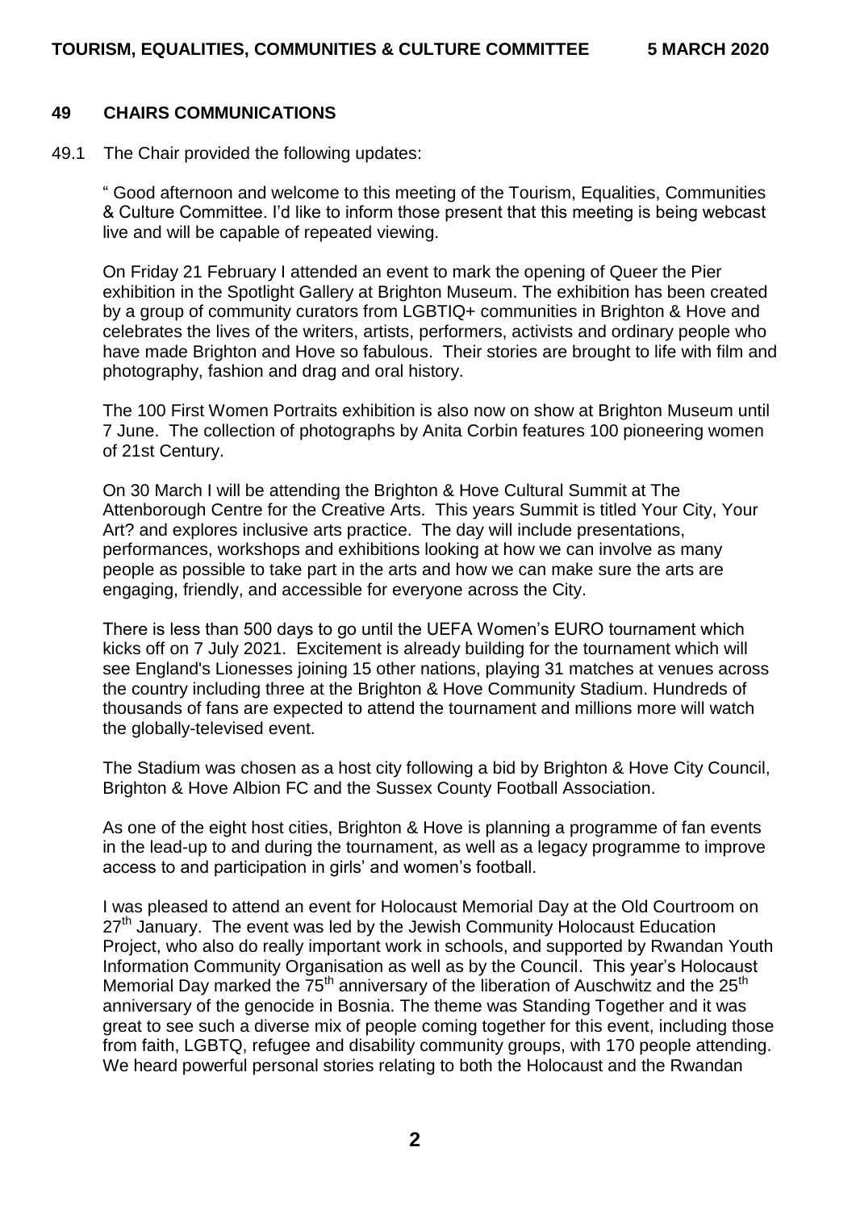## 49 CHAIRS COMMUNICATIONS

49.1 The Chair provided the following updates:

" Good afternoon and welcome to this meeting of the Tourism, Equalities, Communities & Culture Committee. I'd like to inform those present that this meeting is being webcast live and will be capable of repeated viewing.

On Friday 21 February I attended an event to mark the opening of Queer the Pier exhibition in the Spotlight Gallery at Brighton Museum. The exhibition has been created by a group of community curators from LGBTIQ+ communities in Brighton & Hove and celebrates the lives of the writers, artists, performers, activists and ordinary people who have made Brighton and Hove so fabulous. Their stories are brought to life with film and photography, fashion and drag and oral history.

The 100 First Women Portraits exhibition is also now on show at Brighton Museum until 7 June. The collection of photographs by Anita Corbin features 100 pioneering women of 21st Century.

On 30 March I will be attending the Brighton & Hove Cultural Summit at The Attenborough Centre for the Creative Arts. This years Summit is titled Your City, Your Art? and explores inclusive arts practice. The day will include presentations, performances, workshops and exhibitions looking at how we can involve as many people as possible to take part in the arts and how we can make sure the arts are engaging, friendly, and accessible for everyone across the City.

There is less than 500 days to go until the UEFA Women's EURO tournament which kicks off on 7 July 2021. Excitement is already building for the tournament which will see England's Lionesses joining 15 other nations, playing 31 matches at venues across the country including three at the Brighton & Hove Community Stadium. Hundreds of thousands of fans are expected to attend the tournament and millions more will watch the globally-televised event.

The Stadium was chosen as a host city following a bid by Brighton & Hove City Council, Brighton & Hove Albion FC and the Sussex County Football Association.

As one of the eight host cities, Brighton & Hove is planning a programme of fan events in the lead-up to and during the tournament, as well as a legacy programme to improve access to and participation in girls' and women's football.

I was pleased to attend an event for Holocaust Memorial Day at the Old Courtroom on 27th January. The event was led by the Jewish Community Holocaust Education Project, who also do really important work in schools, and supported by Rwandan Youth Information Community Organisation as well as by the Council. This year's Holocaust Memorial Day marked the 75th anniversary of the liberation of Auschwitz and the 25th anniversary of the genocide in Bosnia. The theme was Standing Together and it was great to see such a diverse mix of people coming together for this event, including those from faith, LGBTQ, refugee and disability community groups, with 170 people attending. We heard powerful personal stories relating to both the Holocaust and the Rwandan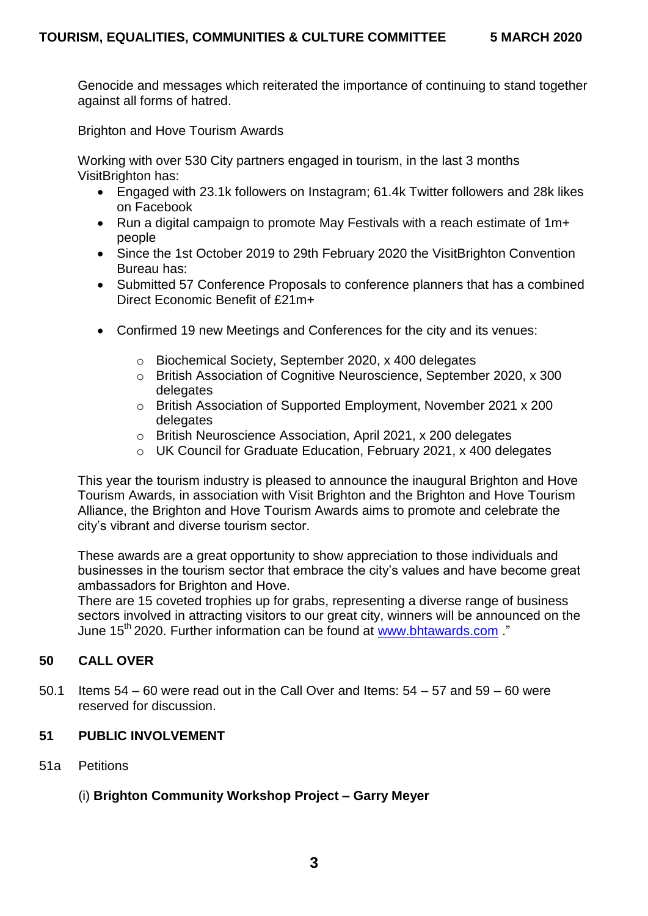Genocide and messages which reiterated the importance of continuing to stand together against all forms of hatred.

Brighton and Hove Tourism Awards

Working with over 530 City partners engaged in tourism, in the last 3 months VisitBrighton has:

- Engaged with 23.1k followers on Instagram; 61.4k Twitter followers and 28k likes on Facebook
- Run a digital campaign to promote May Festivals with a reach estimate of 1m+ people
- Since the 1st October 2019 to 29th February 2020 the VisitBrighton Convention Bureau has:
- Submitted 57 Conference Proposals to conference planners that has a combined Direct Economic Benefit of £21m+
- Confirmed 19 new Meetings and Conferences for the city and its venues:
  - Biochemical Society, September 2020, x 400 delegates
  - British Association of Cognitive Neuroscience, September 2020, x 300 delegates
  - British Association of Supported Employment, November 2021 x 200 delegates
  - British Neuroscience Association, April 2021, x 200 delegates
  - UK Council for Graduate Education, February 2021, x 400 delegates

This year the tourism industry is pleased to announce the inaugural Brighton and Hove Tourism Awards, in association with Visit Brighton and the Brighton and Hove Tourism Alliance, the Brighton and Hove Tourism Awards aims to promote and celebrate the city's vibrant and diverse tourism sector.

These awards are a great opportunity to show appreciation to those individuals and businesses in the tourism sector that embrace the city's values and have become great ambassadors for Brighton and Hove.
There are 15 coveted trophies up for grabs, representing a diverse range of business sectors involved in attracting visitors to our great city, winners will be announced on the June 15th 2020. Further information can be found at www.bhtawards.com ."

## 50 CALL OVER

50.1 Items 54 – 60 were read out in the Call Over and Items: 54 – 57 and 59 – 60 were reserved for discussion.

## 51 PUBLIC INVOLVEMENT

51a Petitions

(i) **Brighton Community Workshop Project – Garry Meyer**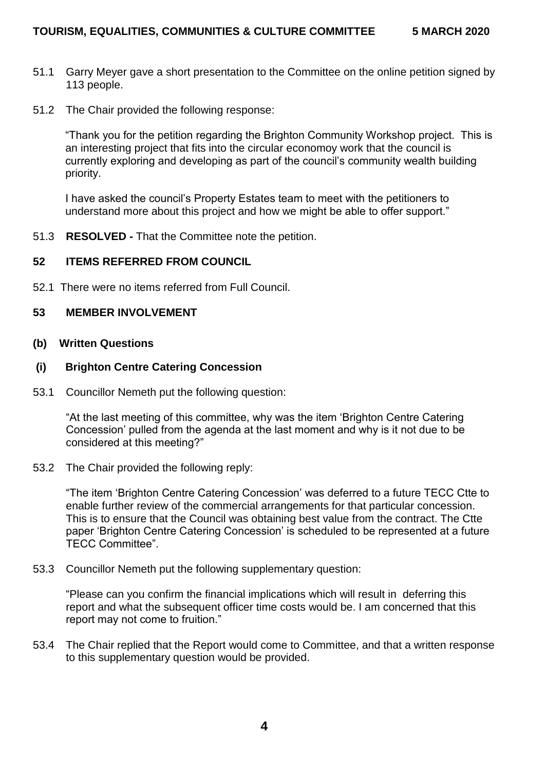51.1 Garry Meyer gave a short presentation to the Committee on the online petition signed by 113 people.

51.2 The Chair provided the following response:

"Thank you for the petition regarding the Brighton Community Workshop project. This is an interesting project that fits into the circular economoy work that the council is currently exploring and developing as part of the council's community wealth building priority.

I have asked the council's Property Estates team to meet with the petitioners to understand more about this project and how we might be able to offer support."

51.3 **RESOLVED -** That the Committee note the petition.

## 52 ITEMS REFERRED FROM COUNCIL

52.1 There were no items referred from Full Council.

## 53 MEMBER INVOLVEMENT

### (b) Written Questions

### (i) Brighton Centre Catering Concession

53.1 Councillor Nemeth put the following question:

"At the last meeting of this committee, why was the item 'Brighton Centre Catering Concession' pulled from the agenda at the last moment and why is it not due to be considered at this meeting?"

53.2 The Chair provided the following reply:

"The item 'Brighton Centre Catering Concession' was deferred to a future TECC Ctte to enable further review of the commercial arrangements for that particular concession. This is to ensure that the Council was obtaining best value from the contract. The Ctte paper 'Brighton Centre Catering Concession' is scheduled to be represented at a future TECC Committee".

53.3 Councillor Nemeth put the following supplementary question:

"Please can you confirm the financial implications which will result in deferring this report and what the subsequent officer time costs would be. I am concerned that this report may not come to fruition."

53.4 The Chair replied that the Report would come to Committee, and that a written response to this supplementary question would be provided.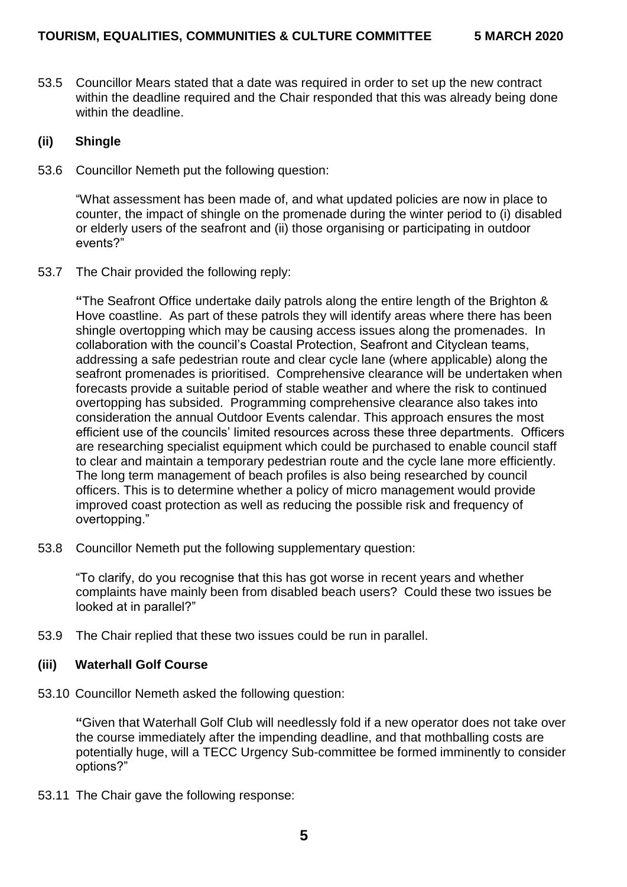53.5 Councillor Mears stated that a date was required in order to set up the new contract within the deadline required and the Chair responded that this was already being done within the deadline.

**(ii) Shingle**

53.6 Councillor Nemeth put the following question:

"What assessment has been made of, and what updated policies are now in place to counter, the impact of shingle on the promenade during the winter period to (i) disabled or elderly users of the seafront and (ii) those organising or participating in outdoor events?"

53.7 The Chair provided the following reply:

**"**The Seafront Office undertake daily patrols along the entire length of the Brighton & Hove coastline. As part of these patrols they will identify areas where there has been shingle overtopping which may be causing access issues along the promenades. In collaboration with the council's Coastal Protection, Seafront and Cityclean teams, addressing a safe pedestrian route and clear cycle lane (where applicable) along the seafront promenades is prioritised. Comprehensive clearance will be undertaken when forecasts provide a suitable period of stable weather and where the risk to continued overtopping has subsided. Programming comprehensive clearance also takes into consideration the annual Outdoor Events calendar. This approach ensures the most efficient use of the councils' limited resources across these three departments. Officers are researching specialist equipment which could be purchased to enable council staff to clear and maintain a temporary pedestrian route and the cycle lane more efficiently. The long term management of beach profiles is also being researched by council officers. This is to determine whether a policy of micro management would provide improved coast protection as well as reducing the possible risk and frequency of overtopping."

53.8 Councillor Nemeth put the following supplementary question:

"To clarify, do you recognise that this has got worse in recent years and whether complaints have mainly been from disabled beach users? Could these two issues be looked at in parallel?"

53.9 The Chair replied that these two issues could be run in parallel.

**(iii) Waterhall Golf Course**

53.10 Councillor Nemeth asked the following question:

**"**Given that Waterhall Golf Club will needlessly fold if a new operator does not take over the course immediately after the impending deadline, and that mothballing costs are potentially huge, will a TECC Urgency Sub-committee be formed imminently to consider options?"

53.11 The Chair gave the following response: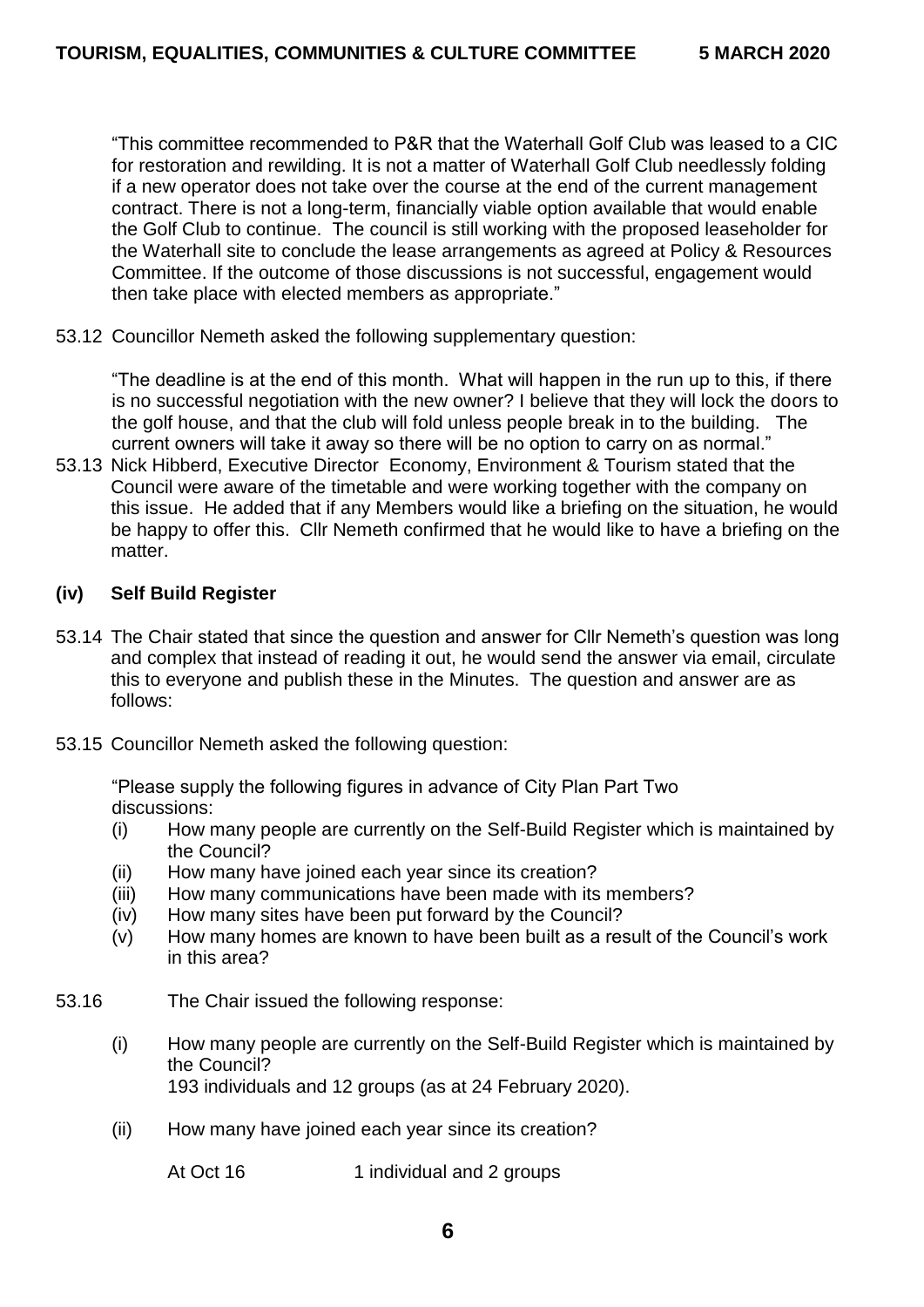"This committee recommended to P&R that the Waterhall Golf Club was leased to a CIC for restoration and rewilding. It is not a matter of Waterhall Golf Club needlessly folding if a new operator does not take over the course at the end of the current management contract. There is not a long-term, financially viable option available that would enable the Golf Club to continue. The council is still working with the proposed leaseholder for the Waterhall site to conclude the lease arrangements as agreed at Policy & Resources Committee. If the outcome of those discussions is not successful, engagement would then take place with elected members as appropriate."

53.12 Councillor Nemeth asked the following supplementary question:

"The deadline is at the end of this month. What will happen in the run up to this, if there is no successful negotiation with the new owner? I believe that they will lock the doors to the golf house, and that the club will fold unless people break in to the building. The current owners will take it away so there will be no option to carry on as normal."

53.13 Nick Hibberd, Executive Director Economy, Environment & Tourism stated that the Council were aware of the timetable and were working together with the company on this issue. He added that if any Members would like a briefing on the situation, he would be happy to offer this. Cllr Nemeth confirmed that he would like to have a briefing on the matter.

### (iv) Self Build Register

53.14 The Chair stated that since the question and answer for Cllr Nemeth's question was long and complex that instead of reading it out, he would send the answer via email, circulate this to everyone and publish these in the Minutes. The question and answer are as follows:

53.15 Councillor Nemeth asked the following question:

"Please supply the following figures in advance of City Plan Part Two discussions:

(i) How many people are currently on the Self-Build Register which is maintained by the Council?
(ii) How many have joined each year since its creation?
(iii) How many communications have been made with its members?
(iv) How many sites have been put forward by the Council?
(v) How many homes are known to have been built as a result of the Council's work in this area?

53.16 The Chair issued the following response:

(i) How many people are currently on the Self-Build Register which is maintained by the Council?
193 individuals and 12 groups (as at 24 February 2020).

(ii) How many have joined each year since its creation?

At Oct 16 1 individual and 2 groups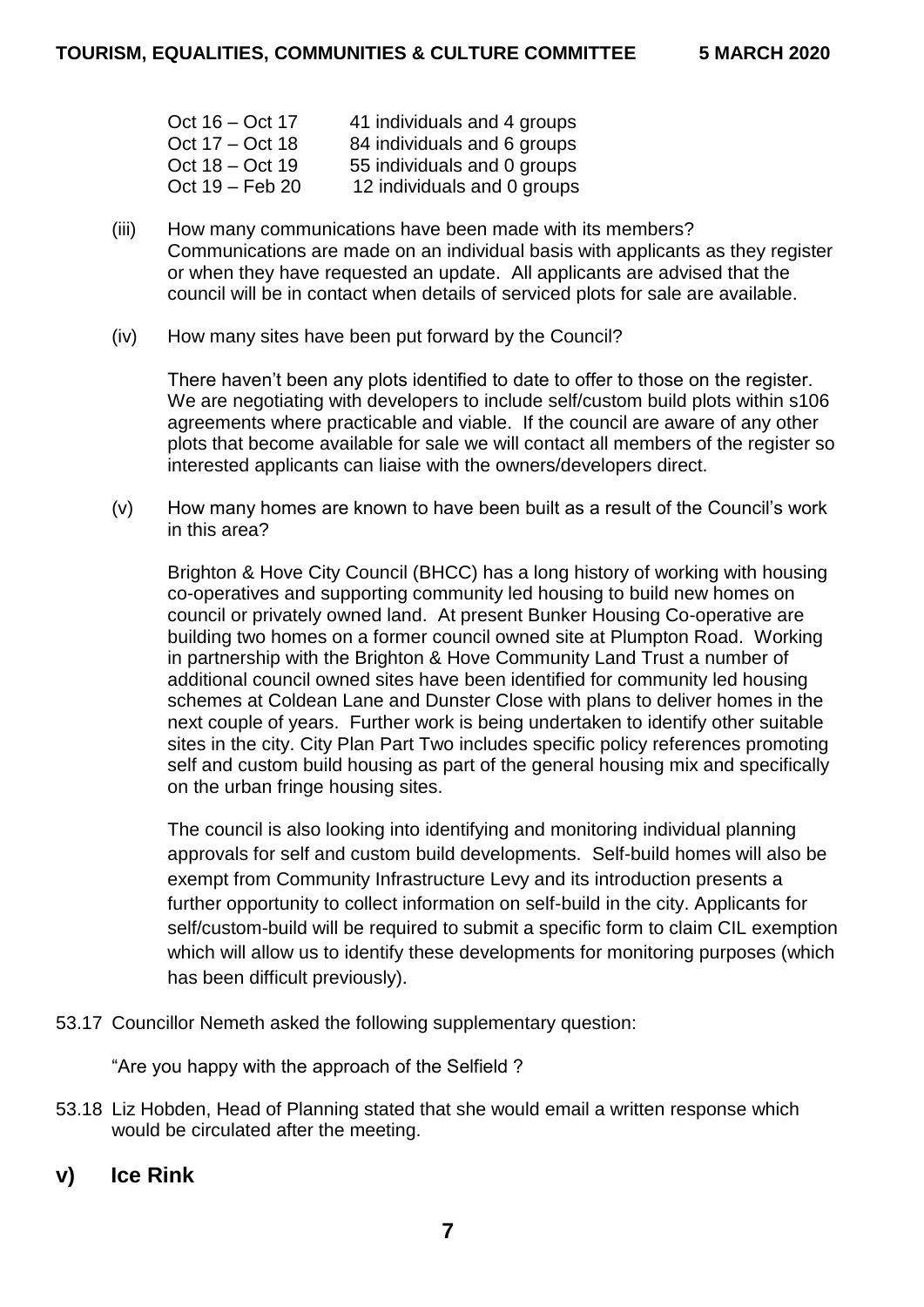| | |
|---|---|
| Oct 16 – Oct 17 | 41 individuals and 4 groups |
| Oct 17 – Oct 18 | 84 individuals and 6 groups |
| Oct 18 – Oct 19 | 55 individuals and 0 groups |
| Oct 19 – Feb 20 | 12 individuals and 0 groups |

(iii) How many communications have been made with its members? Communications are made on an individual basis with applicants as they register or when they have requested an update. All applicants are advised that the council will be in contact when details of serviced plots for sale are available.

(iv) How many sites have been put forward by the Council?

There haven't been any plots identified to date to offer to those on the register. We are negotiating with developers to include self/custom build plots within s106 agreements where practicable and viable. If the council are aware of any other plots that become available for sale we will contact all members of the register so interested applicants can liaise with the owners/developers direct.

(v) How many homes are known to have been built as a result of the Council's work in this area?

Brighton & Hove City Council (BHCC) has a long history of working with housing co-operatives and supporting community led housing to build new homes on council or privately owned land. At present Bunker Housing Co-operative are building two homes on a former council owned site at Plumpton Road. Working in partnership with the Brighton & Hove Community Land Trust a number of additional council owned sites have been identified for community led housing schemes at Coldean Lane and Dunster Close with plans to deliver homes in the next couple of years. Further work is being undertaken to identify other suitable sites in the city. City Plan Part Two includes specific policy references promoting self and custom build housing as part of the general housing mix and specifically on the urban fringe housing sites.

The council is also looking into identifying and monitoring individual planning approvals for self and custom build developments. Self-build homes will also be exempt from Community Infrastructure Levy and its introduction presents a further opportunity to collect information on self-build in the city. Applicants for self/custom-build will be required to submit a specific form to claim CIL exemption which will allow us to identify these developments for monitoring purposes (which has been difficult previously).

53.17 Councillor Nemeth asked the following supplementary question:

"Are you happy with the approach of the Selfield ?

53.18 Liz Hobden, Head of Planning stated that she would email a written response which would be circulated after the meeting.

## v) Ice Rink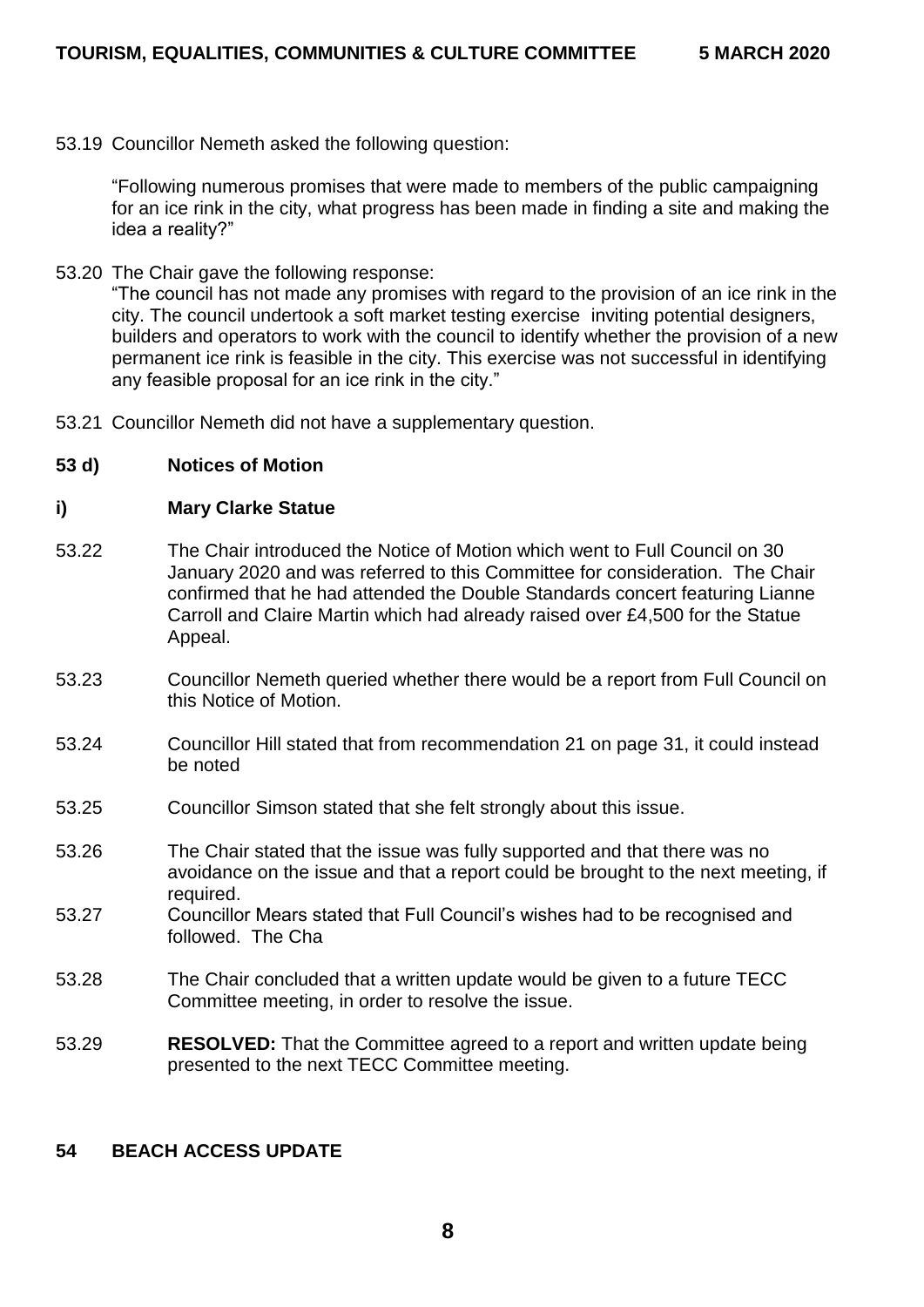53.19 Councillor Nemeth asked the following question:

"Following numerous promises that were made to members of the public campaigning for an ice rink in the city, what progress has been made in finding a site and making the idea a reality?"

53.20 The Chair gave the following response:
"The council has not made any promises with regard to the provision of an ice rink in the city. The council undertook a soft market testing exercise inviting potential designers, builders and operators to work with the council to identify whether the provision of a new permanent ice rink is feasible in the city. This exercise was not successful in identifying any feasible proposal for an ice rink in the city."

53.21 Councillor Nemeth did not have a supplementary question.

**53 d) Notices of Motion**

**i) Mary Clarke Statue**

53.22 The Chair introduced the Notice of Motion which went to Full Council on 30 January 2020 and was referred to this Committee for consideration. The Chair confirmed that he had attended the Double Standards concert featuring Lianne Carroll and Claire Martin which had already raised over £4,500 for the Statue Appeal.

53.23 Councillor Nemeth queried whether there would be a report from Full Council on this Notice of Motion.

53.24 Councillor Hill stated that from recommendation 21 on page 31, it could instead be noted

53.25 Councillor Simson stated that she felt strongly about this issue.

53.26 The Chair stated that the issue was fully supported and that there was no avoidance on the issue and that a report could be brought to the next meeting, if required.

53.27 Councillor Mears stated that Full Council's wishes had to be recognised and followed. The Cha

53.28 The Chair concluded that a written update would be given to a future TECC Committee meeting, in order to resolve the issue.

53.29 **RESOLVED:** That the Committee agreed to a report and written update being presented to the next TECC Committee meeting.

## 54 BEACH ACCESS UPDATE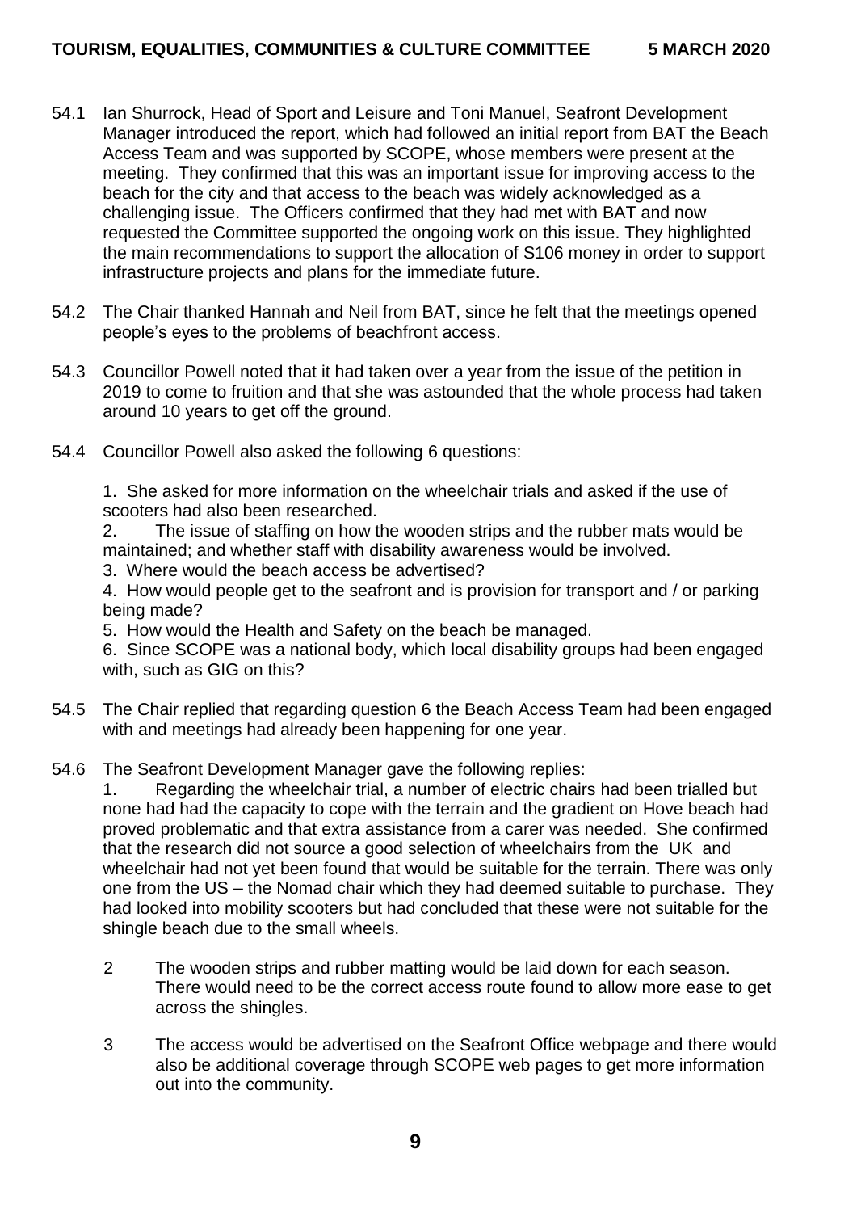54.1 Ian Shurrock, Head of Sport and Leisure and Toni Manuel, Seafront Development Manager introduced the report, which had followed an initial report from BAT the Beach Access Team and was supported by SCOPE, whose members were present at the meeting. They confirmed that this was an important issue for improving access to the beach for the city and that access to the beach was widely acknowledged as a challenging issue. The Officers confirmed that they had met with BAT and now requested the Committee supported the ongoing work on this issue. They highlighted the main recommendations to support the allocation of S106 money in order to support infrastructure projects and plans for the immediate future.

54.2 The Chair thanked Hannah and Neil from BAT, since he felt that the meetings opened people's eyes to the problems of beachfront access.

54.3 Councillor Powell noted that it had taken over a year from the issue of the petition in 2019 to come to fruition and that she was astounded that the whole process had taken around 10 years to get off the ground.

54.4 Councillor Powell also asked the following 6 questions:

1. She asked for more information on the wheelchair trials and asked if the use of scooters had also been researched.
2. The issue of staffing on how the wooden strips and the rubber mats would be maintained; and whether staff with disability awareness would be involved.
3. Where would the beach access be advertised?
4. How would people get to the seafront and is provision for transport and / or parking being made?
5. How would the Health and Safety on the beach be managed.
6. Since SCOPE was a national body, which local disability groups had been engaged with, such as GIG on this?

54.5 The Chair replied that regarding question 6 the Beach Access Team had been engaged with and meetings had already been happening for one year.

54.6 The Seafront Development Manager gave the following replies:

1. Regarding the wheelchair trial, a number of electric chairs had been trialled but none had had the capacity to cope with the terrain and the gradient on Hove beach had proved problematic and that extra assistance from a carer was needed. She confirmed that the research did not source a good selection of wheelchairs from the UK and wheelchair had not yet been found that would be suitable for the terrain. There was only one from the US – the Nomad chair which they had deemed suitable to purchase. They had looked into mobility scooters but had concluded that these were not suitable for the shingle beach due to the small wheels.

2. The wooden strips and rubber matting would be laid down for each season. There would need to be the correct access route found to allow more ease to get across the shingles.

3. The access would be advertised on the Seafront Office webpage and there would also be additional coverage through SCOPE web pages to get more information out into the community.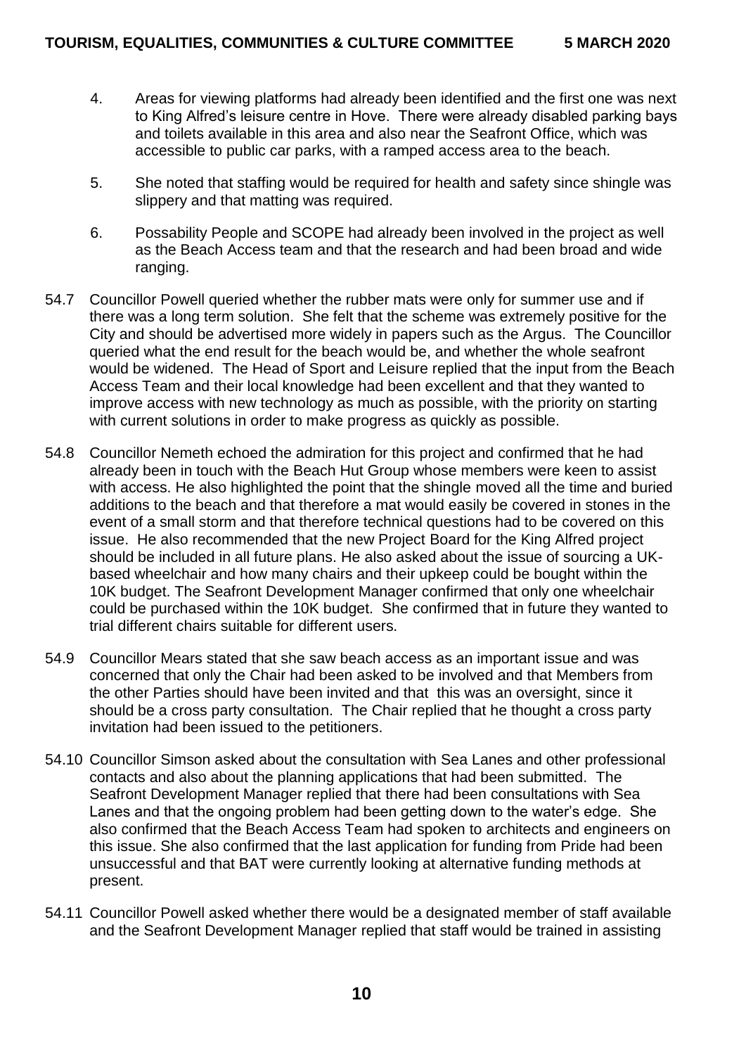4. Areas for viewing platforms had already been identified and the first one was next to King Alfred's leisure centre in Hove. There were already disabled parking bays and toilets available in this area and also near the Seafront Office, which was accessible to public car parks, with a ramped access area to the beach.

5. She noted that staffing would be required for health and safety since shingle was slippery and that matting was required.

6. Possability People and SCOPE had already been involved in the project as well as the Beach Access team and that the research and had been broad and wide ranging.

54.7 Councillor Powell queried whether the rubber mats were only for summer use and if there was a long term solution. She felt that the scheme was extremely positive for the City and should be advertised more widely in papers such as the Argus. The Councillor queried what the end result for the beach would be, and whether the whole seafront would be widened. The Head of Sport and Leisure replied that the input from the Beach Access Team and their local knowledge had been excellent and that they wanted to improve access with new technology as much as possible, with the priority on starting with current solutions in order to make progress as quickly as possible.

54.8 Councillor Nemeth echoed the admiration for this project and confirmed that he had already been in touch with the Beach Hut Group whose members were keen to assist with access. He also highlighted the point that the shingle moved all the time and buried additions to the beach and that therefore a mat would easily be covered in stones in the event of a small storm and that therefore technical questions had to be covered on this issue. He also recommended that the new Project Board for the King Alfred project should be included in all future plans. He also asked about the issue of sourcing a UK-based wheelchair and how many chairs and their upkeep could be bought within the 10K budget. The Seafront Development Manager confirmed that only one wheelchair could be purchased within the 10K budget. She confirmed that in future they wanted to trial different chairs suitable for different users.

54.9 Councillor Mears stated that she saw beach access as an important issue and was concerned that only the Chair had been asked to be involved and that Members from the other Parties should have been invited and that this was an oversight, since it should be a cross party consultation. The Chair replied that he thought a cross party invitation had been issued to the petitioners.

54.10 Councillor Simson asked about the consultation with Sea Lanes and other professional contacts and also about the planning applications that had been submitted. The Seafront Development Manager replied that there had been consultations with Sea Lanes and that the ongoing problem had been getting down to the water's edge. She also confirmed that the Beach Access Team had spoken to architects and engineers on this issue. She also confirmed that the last application for funding from Pride had been unsuccessful and that BAT were currently looking at alternative funding methods at present.

54.11 Councillor Powell asked whether there would be a designated member of staff available and the Seafront Development Manager replied that staff would be trained in assisting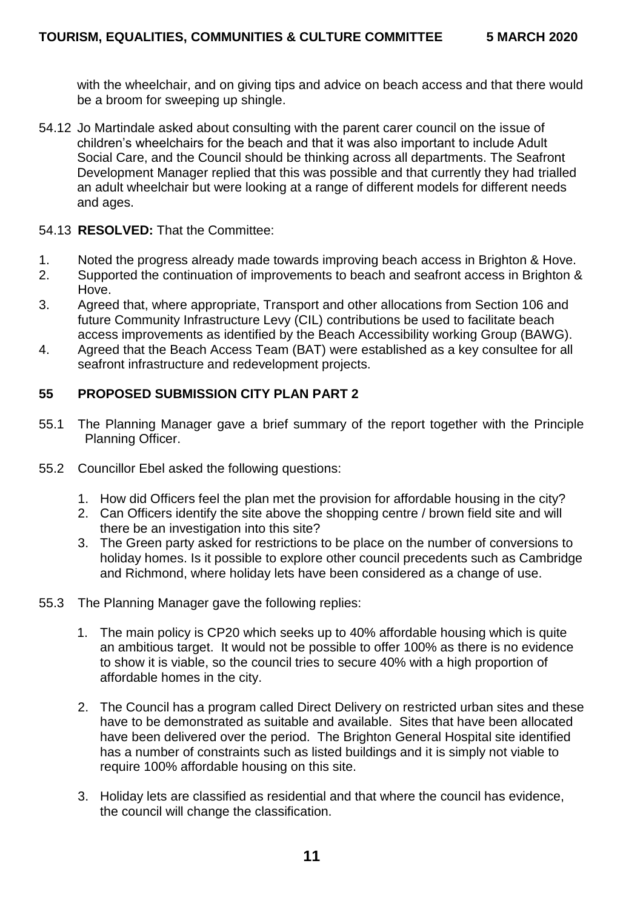with the wheelchair, and on giving tips and advice on beach access and that there would be a broom for sweeping up shingle.

54.12 Jo Martindale asked about consulting with the parent carer council on the issue of children's wheelchairs for the beach and that it was also important to include Adult Social Care, and the Council should be thinking across all departments. The Seafront Development Manager replied that this was possible and that currently they had trialled an adult wheelchair but were looking at a range of different models for different needs and ages.

54.13 **RESOLVED:** That the Committee:

1. Noted the progress already made towards improving beach access in Brighton & Hove.
2. Supported the continuation of improvements to beach and seafront access in Brighton & Hove.
3. Agreed that, where appropriate, Transport and other allocations from Section 106 and future Community Infrastructure Levy (CIL) contributions be used to facilitate beach access improvements as identified by the Beach Accessibility working Group (BAWG).
4. Agreed that the Beach Access Team (BAT) were established as a key consultee for all seafront infrastructure and redevelopment projects.

## 55 PROPOSED SUBMISSION CITY PLAN PART 2

55.1 The Planning Manager gave a brief summary of the report together with the Principle Planning Officer.

55.2 Councillor Ebel asked the following questions:

1. How did Officers feel the plan met the provision for affordable housing in the city?
2. Can Officers identify the site above the shopping centre / brown field site and will there be an investigation into this site?
3. The Green party asked for restrictions to be place on the number of conversions to holiday homes. Is it possible to explore other council precedents such as Cambridge and Richmond, where holiday lets have been considered as a change of use.

55.3 The Planning Manager gave the following replies:

1. The main policy is CP20 which seeks up to 40% affordable housing which is quite an ambitious target. It would not be possible to offer 100% as there is no evidence to show it is viable, so the council tries to secure 40% with a high proportion of affordable homes in the city.

2. The Council has a program called Direct Delivery on restricted urban sites and these have to be demonstrated as suitable and available. Sites that have been allocated have been delivered over the period. The Brighton General Hospital site identified has a number of constraints such as listed buildings and it is simply not viable to require 100% affordable housing on this site.

3. Holiday lets are classified as residential and that where the council has evidence, the council will change the classification.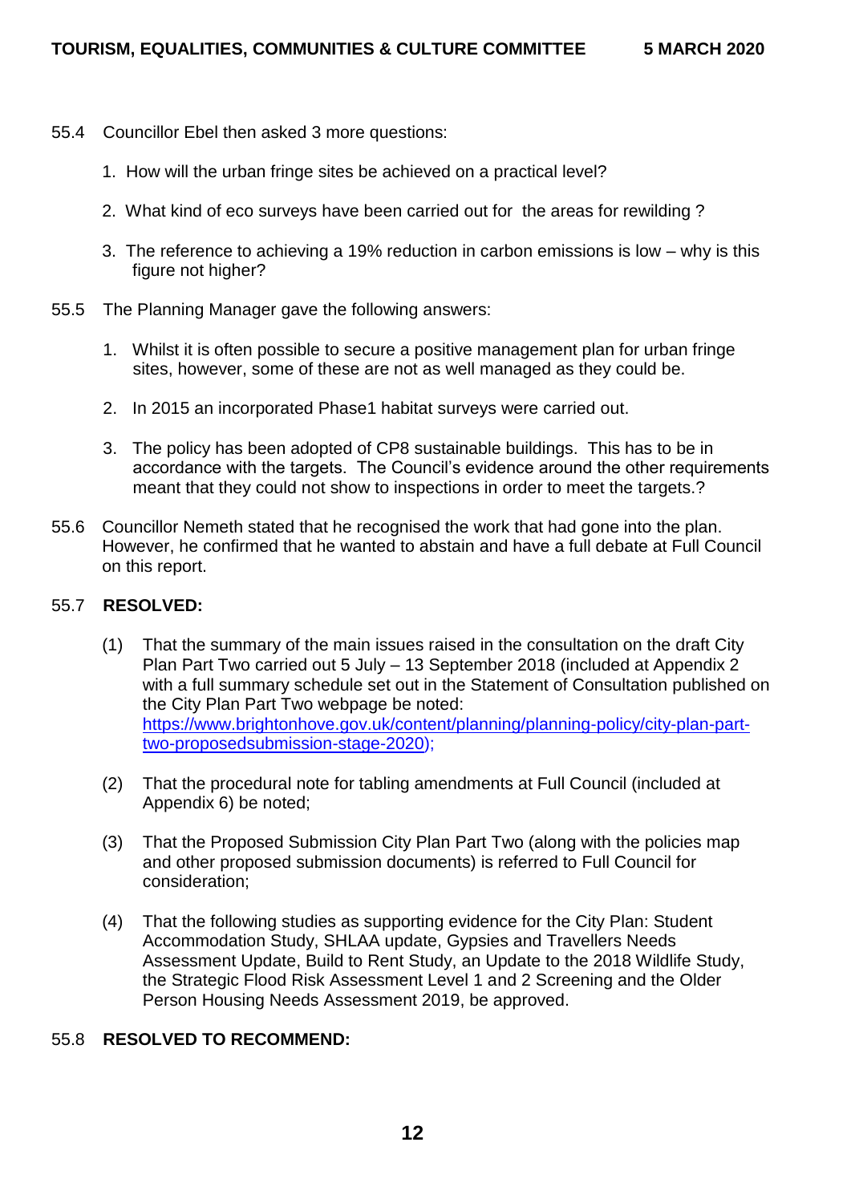55.4 Councillor Ebel then asked 3 more questions:

1. How will the urban fringe sites be achieved on a practical level?

2. What kind of eco surveys have been carried out for the areas for rewilding ?

3. The reference to achieving a 19% reduction in carbon emissions is low – why is this figure not higher?

55.5 The Planning Manager gave the following answers:

1. Whilst it is often possible to secure a positive management plan for urban fringe sites, however, some of these are not as well managed as they could be.

2. In 2015 an incorporated Phase1 habitat surveys were carried out.

3. The policy has been adopted of CP8 sustainable buildings. This has to be in accordance with the targets. The Council's evidence around the other requirements meant that they could not show to inspections in order to meet the targets.?

55.6 Councillor Nemeth stated that he recognised the work that had gone into the plan. However, he confirmed that he wanted to abstain and have a full debate at Full Council on this report.

55.7 **RESOLVED:**

(1) That the summary of the main issues raised in the consultation on the draft City Plan Part Two carried out 5 July – 13 September 2018 (included at Appendix 2 with a full summary schedule set out in the Statement of Consultation published on the City Plan Part Two webpage be noted: [https://www.brightonhove.gov.uk/content/planning/planning-policy/city-plan-part-two-proposedsubmission-stage-2020](https://www.brightonhove.gov.uk/content/planning/planning-policy/city-plan-part-two-proposedsubmission-stage-2020));

(2) That the procedural note for tabling amendments at Full Council (included at Appendix 6) be noted;

(3) That the Proposed Submission City Plan Part Two (along with the policies map and other proposed submission documents) is referred to Full Council for consideration;

(4) That the following studies as supporting evidence for the City Plan: Student Accommodation Study, SHLAA update, Gypsies and Travellers Needs Assessment Update, Build to Rent Study, an Update to the 2018 Wildlife Study, the Strategic Flood Risk Assessment Level 1 and 2 Screening and the Older Person Housing Needs Assessment 2019, be approved.

55.8 **RESOLVED TO RECOMMEND:**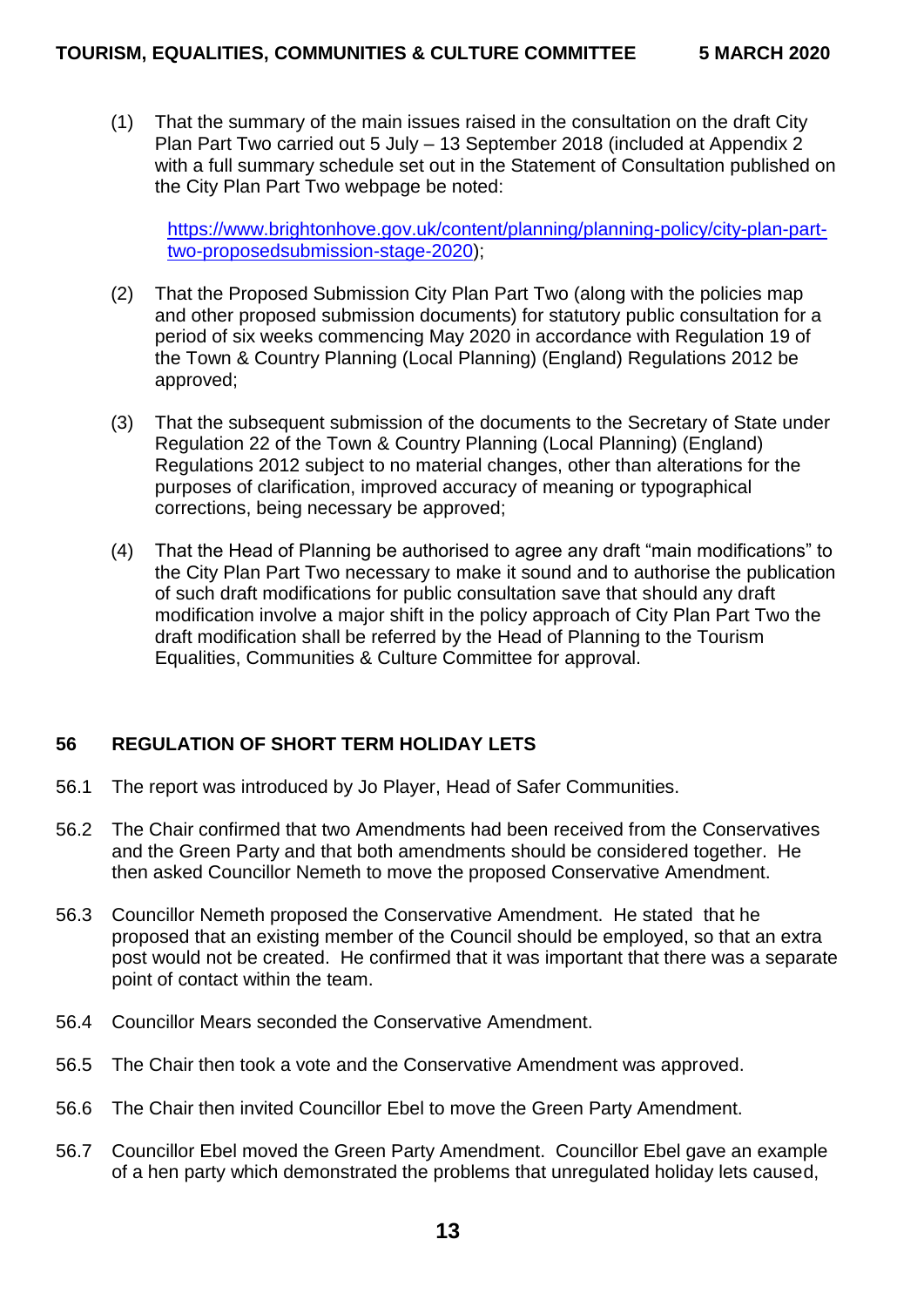(1) That the summary of the main issues raised in the consultation on the draft City Plan Part Two carried out 5 July – 13 September 2018 (included at Appendix 2 with a full summary schedule set out in the Statement of Consultation published on the City Plan Part Two webpage be noted:

[https://www.brightonhove.gov.uk/content/planning/planning-policy/city-plan-part-two-proposedsubmission-stage-2020](https://www.brightonhove.gov.uk/content/planning/planning-policy/city-plan-part-two-proposedsubmission-stage-2020));

(2) That the Proposed Submission City Plan Part Two (along with the policies map and other proposed submission documents) for statutory public consultation for a period of six weeks commencing May 2020 in accordance with Regulation 19 of the Town & Country Planning (Local Planning) (England) Regulations 2012 be approved;

(3) That the subsequent submission of the documents to the Secretary of State under Regulation 22 of the Town & Country Planning (Local Planning) (England) Regulations 2012 subject to no material changes, other than alterations for the purposes of clarification, improved accuracy of meaning or typographical corrections, being necessary be approved;

(4) That the Head of Planning be authorised to agree any draft "main modifications" to the City Plan Part Two necessary to make it sound and to authorise the publication of such draft modifications for public consultation save that should any draft modification involve a major shift in the policy approach of City Plan Part Two the draft modification shall be referred by the Head of Planning to the Tourism Equalities, Communities & Culture Committee for approval.

## 56 REGULATION OF SHORT TERM HOLIDAY LETS

56.1 The report was introduced by Jo Player, Head of Safer Communities.

56.2 The Chair confirmed that two Amendments had been received from the Conservatives and the Green Party and that both amendments should be considered together. He then asked Councillor Nemeth to move the proposed Conservative Amendment.

56.3 Councillor Nemeth proposed the Conservative Amendment. He stated that he proposed that an existing member of the Council should be employed, so that an extra post would not be created. He confirmed that it was important that there was a separate point of contact within the team.

56.4 Councillor Mears seconded the Conservative Amendment.

56.5 The Chair then took a vote and the Conservative Amendment was approved.

56.6 The Chair then invited Councillor Ebel to move the Green Party Amendment.

56.7 Councillor Ebel moved the Green Party Amendment. Councillor Ebel gave an example of a hen party which demonstrated the problems that unregulated holiday lets caused,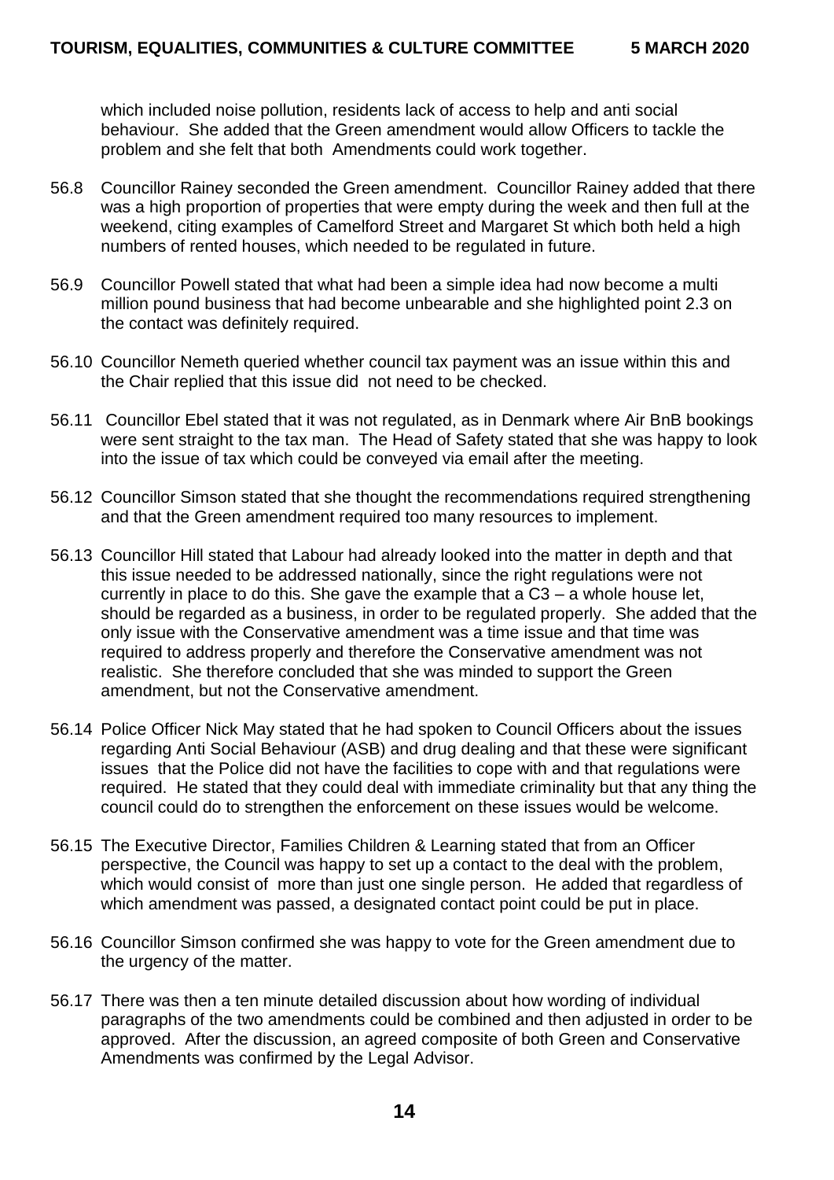which included noise pollution, residents lack of access to help and anti social behaviour. She added that the Green amendment would allow Officers to tackle the problem and she felt that both Amendments could work together.

56.8 Councillor Rainey seconded the Green amendment. Councillor Rainey added that there was a high proportion of properties that were empty during the week and then full at the weekend, citing examples of Camelford Street and Margaret St which both held a high numbers of rented houses, which needed to be regulated in future.

56.9 Councillor Powell stated that what had been a simple idea had now become a multi million pound business that had become unbearable and she highlighted point 2.3 on the contact was definitely required.

56.10 Councillor Nemeth queried whether council tax payment was an issue within this and the Chair replied that this issue did not need to be checked.

56.11 Councillor Ebel stated that it was not regulated, as in Denmark where Air BnB bookings were sent straight to the tax man. The Head of Safety stated that she was happy to look into the issue of tax which could be conveyed via email after the meeting.

56.12 Councillor Simson stated that she thought the recommendations required strengthening and that the Green amendment required too many resources to implement.

56.13 Councillor Hill stated that Labour had already looked into the matter in depth and that this issue needed to be addressed nationally, since the right regulations were not currently in place to do this. She gave the example that a C3 – a whole house let, should be regarded as a business, in order to be regulated properly. She added that the only issue with the Conservative amendment was a time issue and that time was required to address properly and therefore the Conservative amendment was not realistic. She therefore concluded that she was minded to support the Green amendment, but not the Conservative amendment.

56.14 Police Officer Nick May stated that he had spoken to Council Officers about the issues regarding Anti Social Behaviour (ASB) and drug dealing and that these were significant issues that the Police did not have the facilities to cope with and that regulations were required. He stated that they could deal with immediate criminality but that any thing the council could do to strengthen the enforcement on these issues would be welcome.

56.15 The Executive Director, Families Children & Learning stated that from an Officer perspective, the Council was happy to set up a contact to the deal with the problem, which would consist of more than just one single person. He added that regardless of which amendment was passed, a designated contact point could be put in place.

56.16 Councillor Simson confirmed she was happy to vote for the Green amendment due to the urgency of the matter.

56.17 There was then a ten minute detailed discussion about how wording of individual paragraphs of the two amendments could be combined and then adjusted in order to be approved. After the discussion, an agreed composite of both Green and Conservative Amendments was confirmed by the Legal Advisor.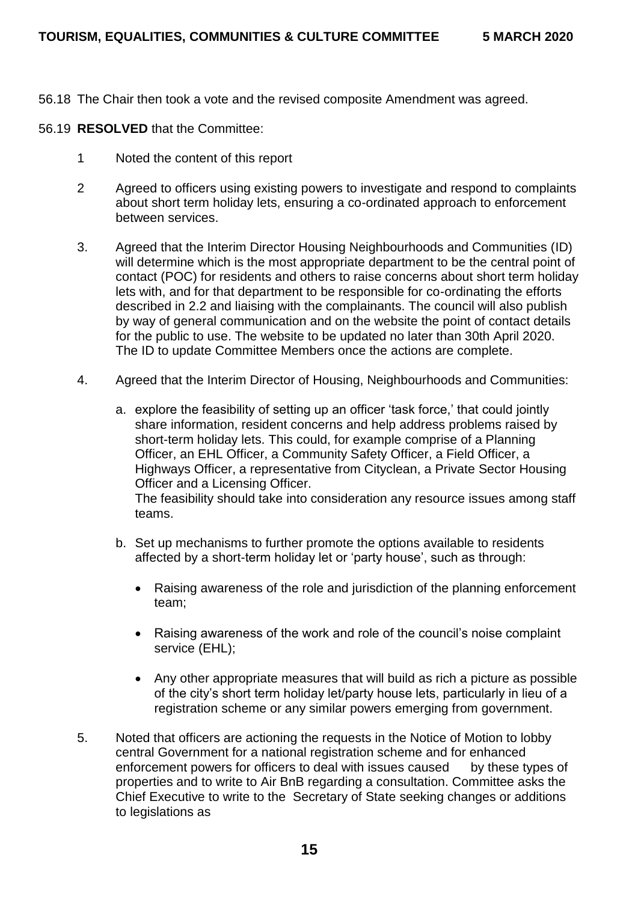56.18 The Chair then took a vote and the revised composite Amendment was agreed.

56.19 **RESOLVED** that the Committee:

1 Noted the content of this report

2 Agreed to officers using existing powers to investigate and respond to complaints about short term holiday lets, ensuring a co-ordinated approach to enforcement between services.

3. Agreed that the Interim Director Housing Neighbourhoods and Communities (ID) will determine which is the most appropriate department to be the central point of contact (POC) for residents and others to raise concerns about short term holiday lets with, and for that department to be responsible for co-ordinating the efforts described in 2.2 and liaising with the complainants. The council will also publish by way of general communication and on the website the point of contact details for the public to use. The website to be updated no later than 30th April 2020. The ID to update Committee Members once the actions are complete.

4. Agreed that the Interim Director of Housing, Neighbourhoods and Communities:

   a. explore the feasibility of setting up an officer 'task force,' that could jointly share information, resident concerns and help address problems raised by short-term holiday lets. This could, for example comprise of a Planning Officer, an EHL Officer, a Community Safety Officer, a Field Officer, a Highways Officer, a representative from Cityclean, a Private Sector Housing Officer and a Licensing Officer.
   The feasibility should take into consideration any resource issues among staff teams.

   b. Set up mechanisms to further promote the options available to residents affected by a short-term holiday let or 'party house', such as through:

      - Raising awareness of the role and jurisdiction of the planning enforcement team;

      - Raising awareness of the work and role of the council's noise complaint service (EHL);

      - Any other appropriate measures that will build as rich a picture as possible of the city's short term holiday let/party house lets, particularly in lieu of a registration scheme or any similar powers emerging from government.

5. Noted that officers are actioning the requests in the Notice of Motion to lobby central Government for a national registration scheme and for enhanced enforcement powers for officers to deal with issues caused by these types of properties and to write to Air BnB regarding a consultation. Committee asks the Chief Executive to write to the Secretary of State seeking changes or additions to legislations as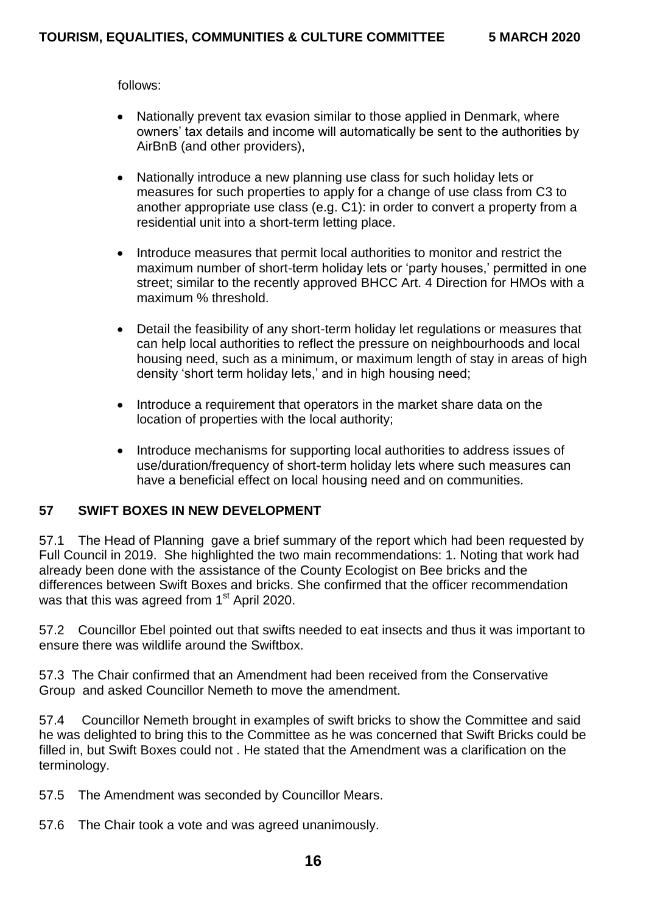follows:

- Nationally prevent tax evasion similar to those applied in Denmark, where owners' tax details and income will automatically be sent to the authorities by AirBnB (and other providers),

- Nationally introduce a new planning use class for such holiday lets or measures for such properties to apply for a change of use class from C3 to another appropriate use class (e.g. C1): in order to convert a property from a residential unit into a short-term letting place.

- Introduce measures that permit local authorities to monitor and restrict the maximum number of short-term holiday lets or 'party houses,' permitted in one street; similar to the recently approved BHCC Art. 4 Direction for HMOs with a maximum % threshold.

- Detail the feasibility of any short-term holiday let regulations or measures that can help local authorities to reflect the pressure on neighbourhoods and local housing need, such as a minimum, or maximum length of stay in areas of high density 'short term holiday lets,' and in high housing need;

- Introduce a requirement that operators in the market share data on the location of properties with the local authority;

- Introduce mechanisms for supporting local authorities to address issues of use/duration/frequency of short-term holiday lets where such measures can have a beneficial effect on local housing need and on communities.

## 57 SWIFT BOXES IN NEW DEVELOPMENT

57.1 The Head of Planning gave a brief summary of the report which had been requested by Full Council in 2019. She highlighted the two main recommendations: 1. Noting that work had already been done with the assistance of the County Ecologist on Bee bricks and the differences between Swift Boxes and bricks. She confirmed that the officer recommendation was that this was agreed from 1st April 2020.

57.2 Councillor Ebel pointed out that swifts needed to eat insects and thus it was important to ensure there was wildlife around the Swiftbox.

57.3 The Chair confirmed that an Amendment had been received from the Conservative Group and asked Councillor Nemeth to move the amendment.

57.4 Councillor Nemeth brought in examples of swift bricks to show the Committee and said he was delighted to bring this to the Committee as he was concerned that Swift Bricks could be filled in, but Swift Boxes could not . He stated that the Amendment was a clarification on the terminology.

57.5 The Amendment was seconded by Councillor Mears.

57.6 The Chair took a vote and was agreed unanimously.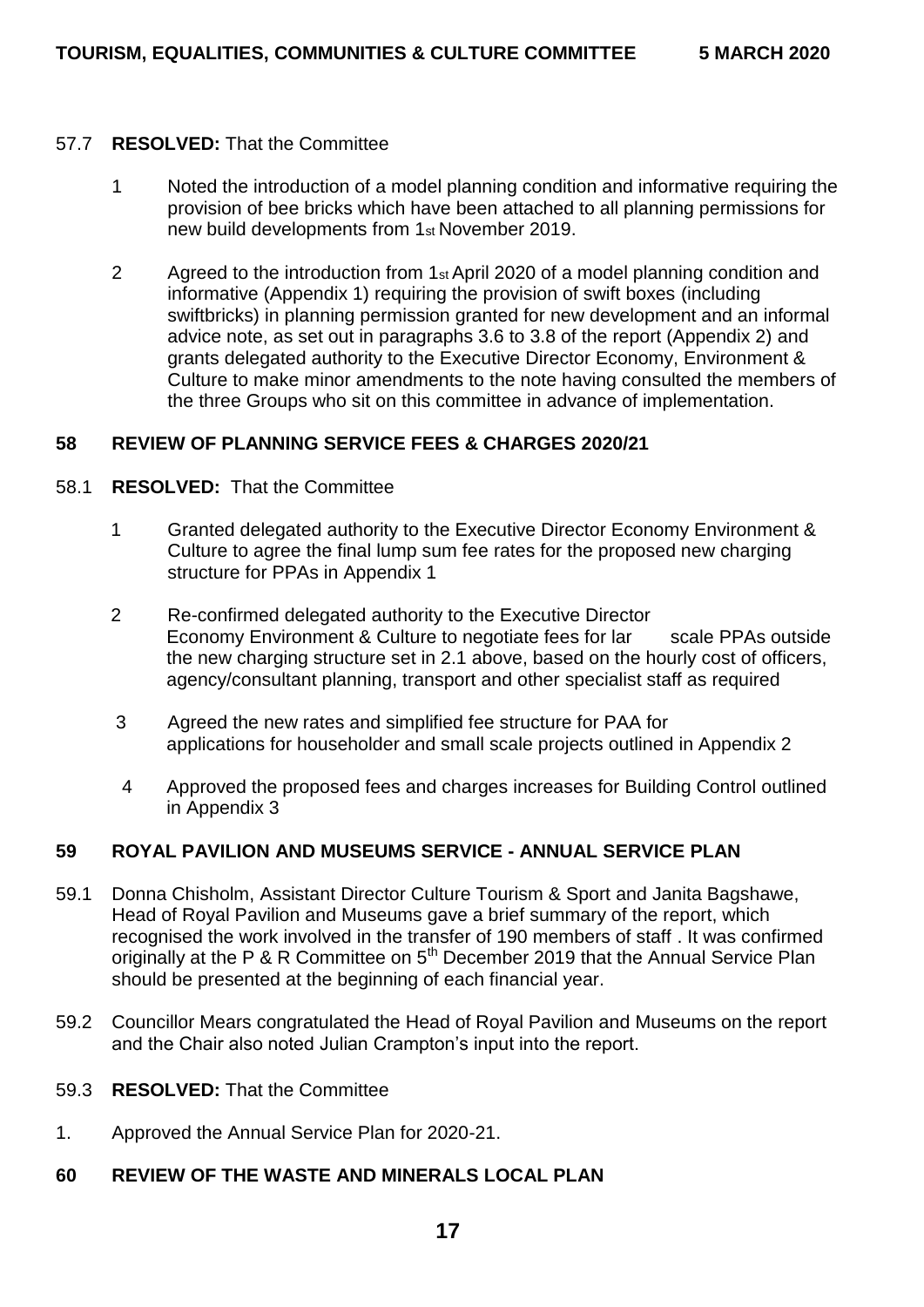57.7 **RESOLVED:** That the Committee

1. Noted the introduction of a model planning condition and informative requiring the provision of bee bricks which have been attached to all planning permissions for new build developments from 1st November 2019.

2. Agreed to the introduction from 1st April 2020 of a model planning condition and informative (Appendix 1) requiring the provision of swift boxes (including swiftbricks) in planning permission granted for new development and an informal advice note, as set out in paragraphs 3.6 to 3.8 of the report (Appendix 2) and grants delegated authority to the Executive Director Economy, Environment & Culture to make minor amendments to the note having consulted the members of the three Groups who sit on this committee in advance of implementation.

## 58 REVIEW OF PLANNING SERVICE FEES & CHARGES 2020/21

58.1 **RESOLVED:** That the Committee

1. Granted delegated authority to the Executive Director Economy Environment & Culture to agree the final lump sum fee rates for the proposed new charging structure for PPAs in Appendix 1

2. Re-confirmed delegated authority to the Executive Director Economy Environment & Culture to negotiate fees for lar scale PPAs outside the new charging structure set in 2.1 above, based on the hourly cost of officers, agency/consultant planning, transport and other specialist staff as required

3. Agreed the new rates and simplified fee structure for PAA for applications for householder and small scale projects outlined in Appendix 2

4. Approved the proposed fees and charges increases for Building Control outlined in Appendix 3

## 59 ROYAL PAVILION AND MUSEUMS SERVICE - ANNUAL SERVICE PLAN

59.1 Donna Chisholm, Assistant Director Culture Tourism & Sport and Janita Bagshawe, Head of Royal Pavilion and Museums gave a brief summary of the report, which recognised the work involved in the transfer of 190 members of staff . It was confirmed originally at the P & R Committee on 5th December 2019 that the Annual Service Plan should be presented at the beginning of each financial year.

59.2 Councillor Mears congratulated the Head of Royal Pavilion and Museums on the report and the Chair also noted Julian Crampton's input into the report.

59.3 **RESOLVED:** That the Committee

1. Approved the Annual Service Plan for 2020-21.

## 60 REVIEW OF THE WASTE AND MINERALS LOCAL PLAN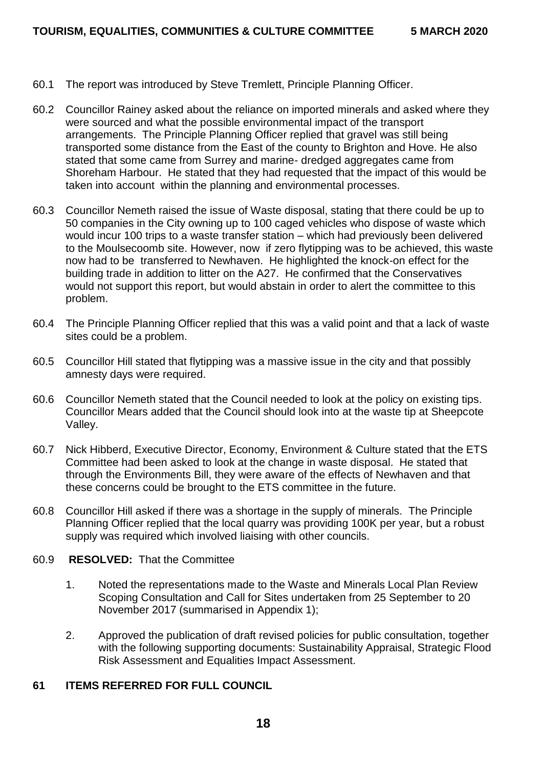60.1 The report was introduced by Steve Tremlett, Principle Planning Officer.

60.2 Councillor Rainey asked about the reliance on imported minerals and asked where they were sourced and what the possible environmental impact of the transport arrangements. The Principle Planning Officer replied that gravel was still being transported some distance from the East of the county to Brighton and Hove. He also stated that some came from Surrey and marine- dredged aggregates came from Shoreham Harbour. He stated that they had requested that the impact of this would be taken into account within the planning and environmental processes.

60.3 Councillor Nemeth raised the issue of Waste disposal, stating that there could be up to 50 companies in the City owning up to 100 caged vehicles who dispose of waste which would incur 100 trips to a waste transfer station – which had previously been delivered to the Moulsecoomb site. However, now if zero flytipping was to be achieved, this waste now had to be transferred to Newhaven. He highlighted the knock-on effect for the building trade in addition to litter on the A27. He confirmed that the Conservatives would not support this report, but would abstain in order to alert the committee to this problem.

60.4 The Principle Planning Officer replied that this was a valid point and that a lack of waste sites could be a problem.

60.5 Councillor Hill stated that flytipping was a massive issue in the city and that possibly amnesty days were required.

60.6 Councillor Nemeth stated that the Council needed to look at the policy on existing tips. Councillor Mears added that the Council should look into at the waste tip at Sheepcote Valley.

60.7 Nick Hibberd, Executive Director, Economy, Environment & Culture stated that the ETS Committee had been asked to look at the change in waste disposal. He stated that through the Environments Bill, they were aware of the effects of Newhaven and that these concerns could be brought to the ETS committee in the future.

60.8 Councillor Hill asked if there was a shortage in the supply of minerals. The Principle Planning Officer replied that the local quarry was providing 100K per year, but a robust supply was required which involved liaising with other councils.

60.9 **RESOLVED:** That the Committee

1. Noted the representations made to the Waste and Minerals Local Plan Review Scoping Consultation and Call for Sites undertaken from 25 September to 20 November 2017 (summarised in Appendix 1);

2. Approved the publication of draft revised policies for public consultation, together with the following supporting documents: Sustainability Appraisal, Strategic Flood Risk Assessment and Equalities Impact Assessment.

## 61 ITEMS REFERRED FOR FULL COUNCIL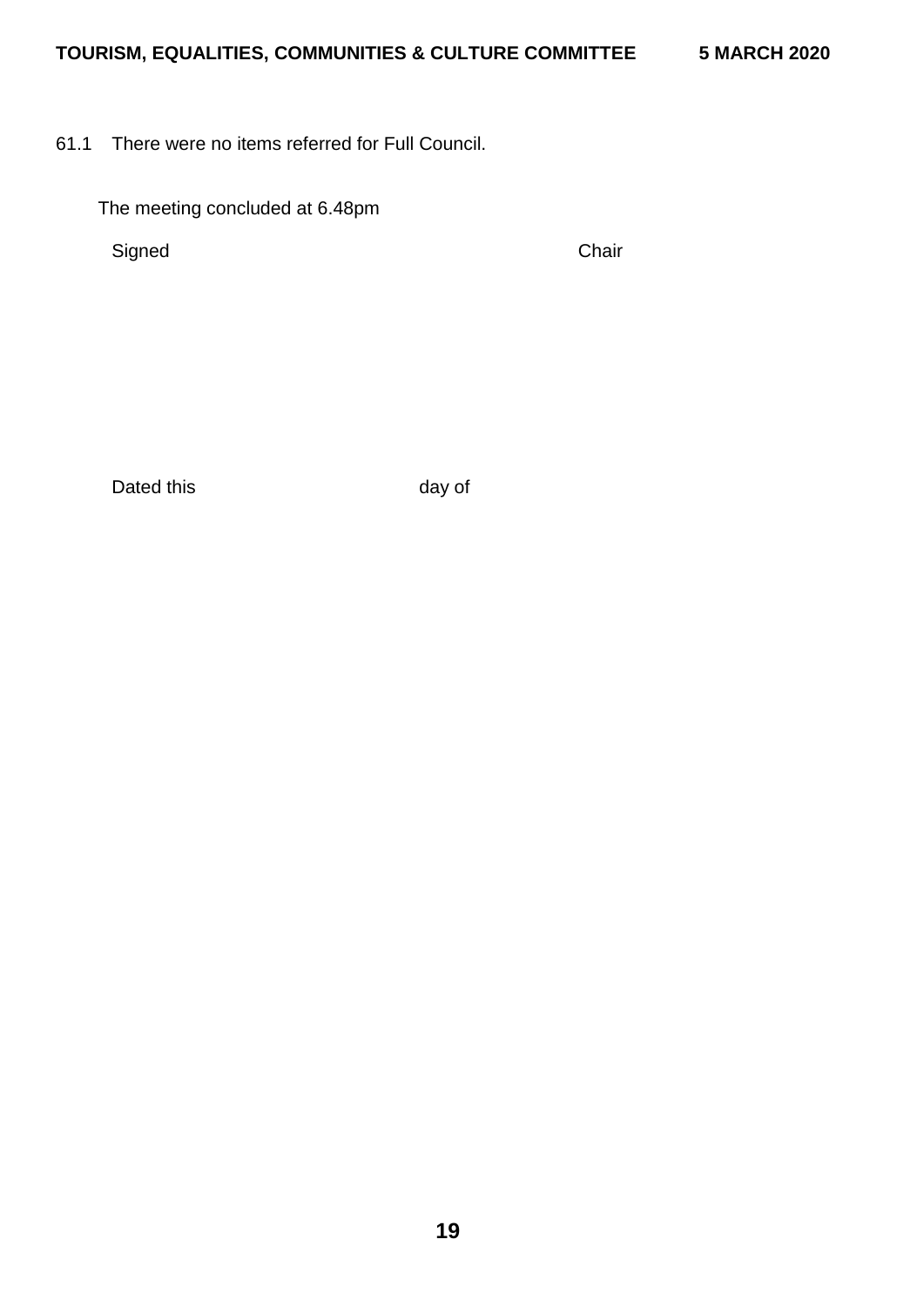61.1 There were no items referred for Full Council.

The meeting concluded at 6.48pm

Signed Chair

Dated this day of